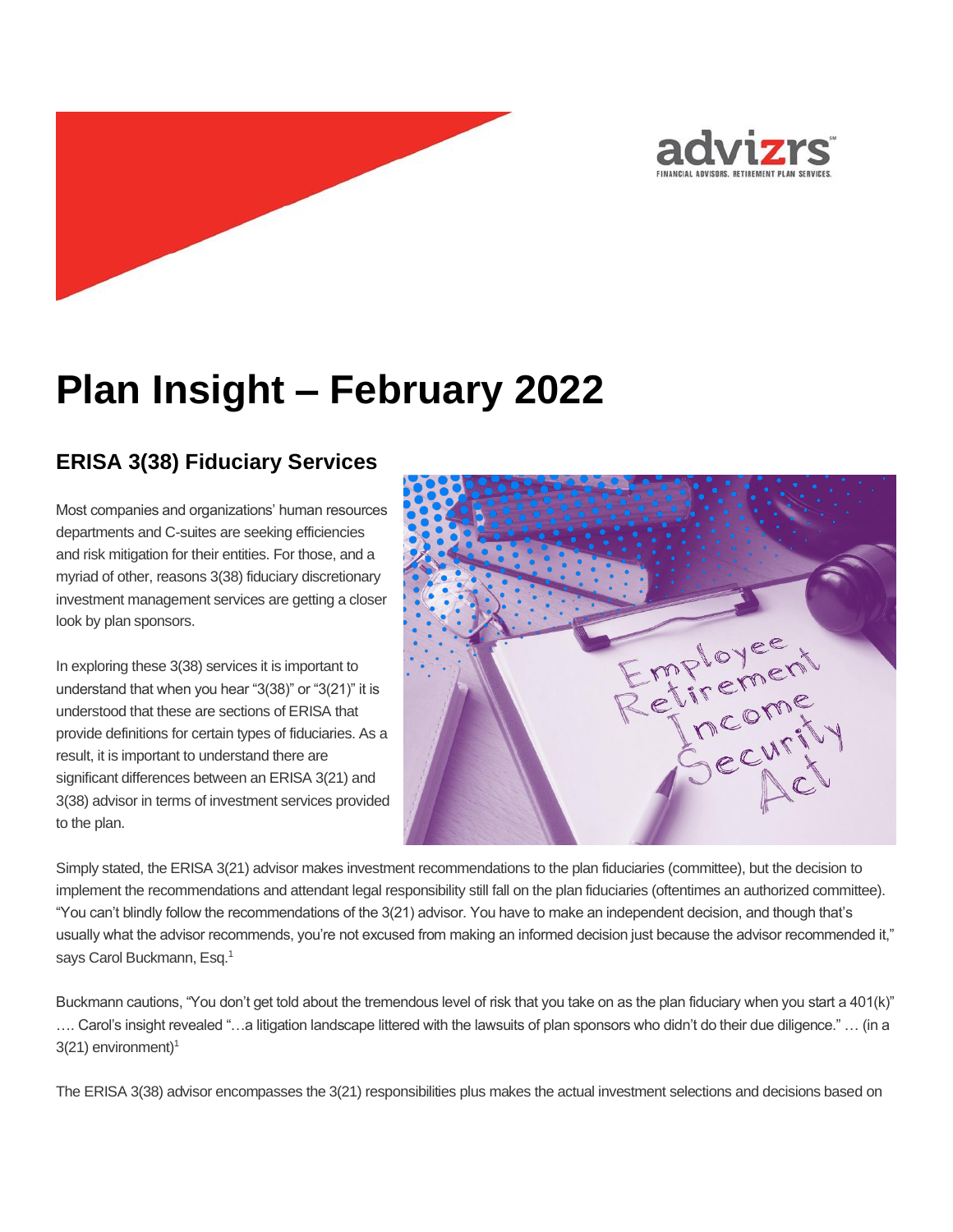# Plan Insight – February 2022

## ERISA 3(38) Fiduciary Services

Most companies and organizations' human resources departments and C-suites are seeking efficiencies and risk mitigation for their entities. For those, and a myriad of other, reasons 3(38) fiduciary discretionary investment management services are getting a closer look by plan sponsors.

In exploring these 3(38) services it is important to understand that when you hear "3(38)" or "3(21)" it is understood that these are sections of ERISA that provide definitions for certain types of fiduciaries. As a result, it is important to understand there are significant differences between an ERISA 3(21) and 3(38) advisor in terms of investment services provided to the plan.

Simply stated, the ERISA 3(21) advisor makes investment recommendations to the plan fiduciaries (committee), but the decision to implement the recommendations and attendant legal responsibility still fall on the plan fiduciaries (oftentimes an authorized committee). "You can't blindly follow the recommendations of the 3(21) advisor. You have to make an independent decision, and though that's usually what the advisor recommends, you're not excused from making an informed decision just because the advisor recommended it," says Carol Buckmann, Esq.[1]

Buckmann cautions, "You don't get told about the tremendous level of risk that you take on as the plan fiduciary when you start a 401(k)" …. Carol's insight revealed "…a litigation landscape littered with the lawsuits of plan sponsors who didn't do their due diligence." … (in a 3(21) environment)[1]

The ERISA 3(38) advisor encompasses the 3(21) responsibilities plus makes the actual investment selections and decisions based on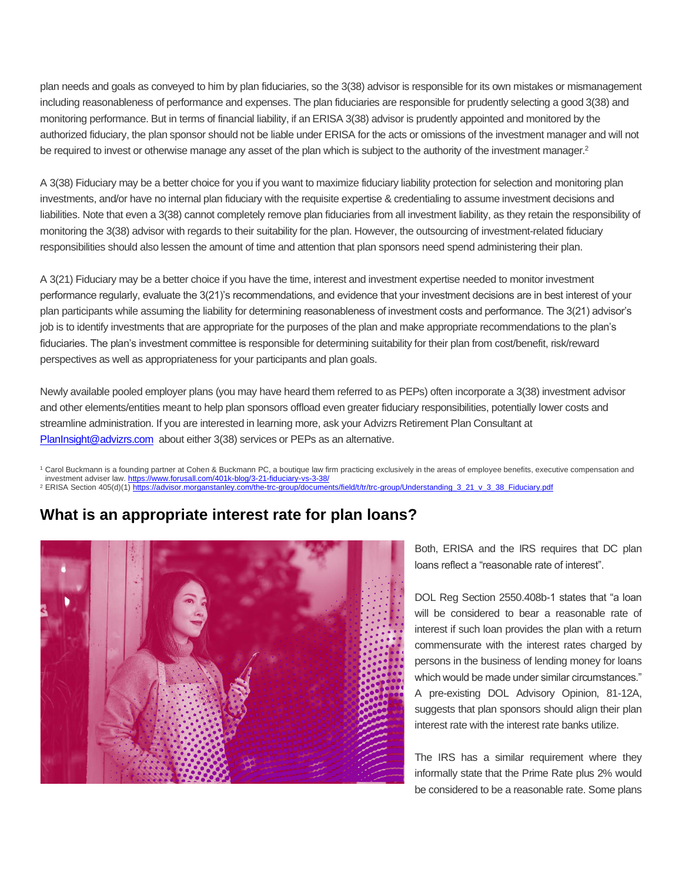plan needs and goals as conveyed to him by plan fiduciaries, so the 3(38) advisor is responsible for its own mistakes or mismanagement including reasonableness of performance and expenses. The plan fiduciaries are responsible for prudently selecting a good 3(38) and monitoring performance. But in terms of financial liability, if an ERISA 3(38) advisor is prudently appointed and monitored by the authorized fiduciary, the plan sponsor should not be liable under ERISA for the acts or omissions of the investment manager and will not be required to invest or otherwise manage any asset of the plan which is subject to the authority of the investment manager.[2]

A 3(38) Fiduciary may be a better choice for you if you want to maximize fiduciary liability protection for selection and monitoring plan investments, and/or have no internal plan fiduciary with the requisite expertise & credentialing to assume investment decisions and liabilities. Note that even a 3(38) cannot completely remove plan fiduciaries from all investment liability, as they retain the responsibility of monitoring the 3(38) advisor with regards to their suitability for the plan. However, the outsourcing of investment-related fiduciary responsibilities should also lessen the amount of time and attention that plan sponsors need spend administering their plan.

A 3(21) Fiduciary may be a better choice if you have the time, interest and investment expertise needed to monitor investment performance regularly, evaluate the 3(21)'s recommendations, and evidence that your investment decisions are in best interest of your plan participants while assuming the liability for determining reasonableness of investment costs and performance. The 3(21) advisor's job is to identify investments that are appropriate for the purposes of the plan and make appropriate recommendations to the plan's fiduciaries. The plan's investment committee is responsible for determining suitability for their plan from cost/benefit, risk/reward perspectives as well as appropriateness for your participants and plan goals.

Newly available pooled employer plans (you may have heard them referred to as PEPs) often incorporate a 3(38) investment advisor and other elements/entities meant to help plan sponsors offload even greater fiduciary responsibilities, potentially lower costs and streamline administration. If you are interested in learning more, ask your Advizrs Retirement Plan Consultant at PlanInsight@advizrs.com about either 3(38) services or PEPs as an alternative.

[1] Carol Buckmann is a founding partner at Cohen & Buckmann PC, a boutique law firm practicing exclusively in the areas of employee benefits, executive compensation and investment adviser law. https://www.forusall.com/401k-blog/3-21-fiduciary-vs-3-38/

[2] ERISA Section 405(d)(1) https://advisor.morganstanley.com/the-trc-group/documents/field/t/tr/trc-group/Understanding_3_21_v_3_38_Fiduciary.pdf

## What is an appropriate interest rate for plan loans?

Both, ERISA and the IRS requires that DC plan loans reflect a "reasonable rate of interest".

DOL Reg Section 2550.408b-1 states that "a loan will be considered to bear a reasonable rate of interest if such loan provides the plan with a return commensurate with the interest rates charged by persons in the business of lending money for loans which would be made under similar circumstances." A pre-existing DOL Advisory Opinion, 81-12A, suggests that plan sponsors should align their plan interest rate with the interest rate banks utilize.

The IRS has a similar requirement where they informally state that the Prime Rate plus 2% would be considered to be a reasonable rate. Some plans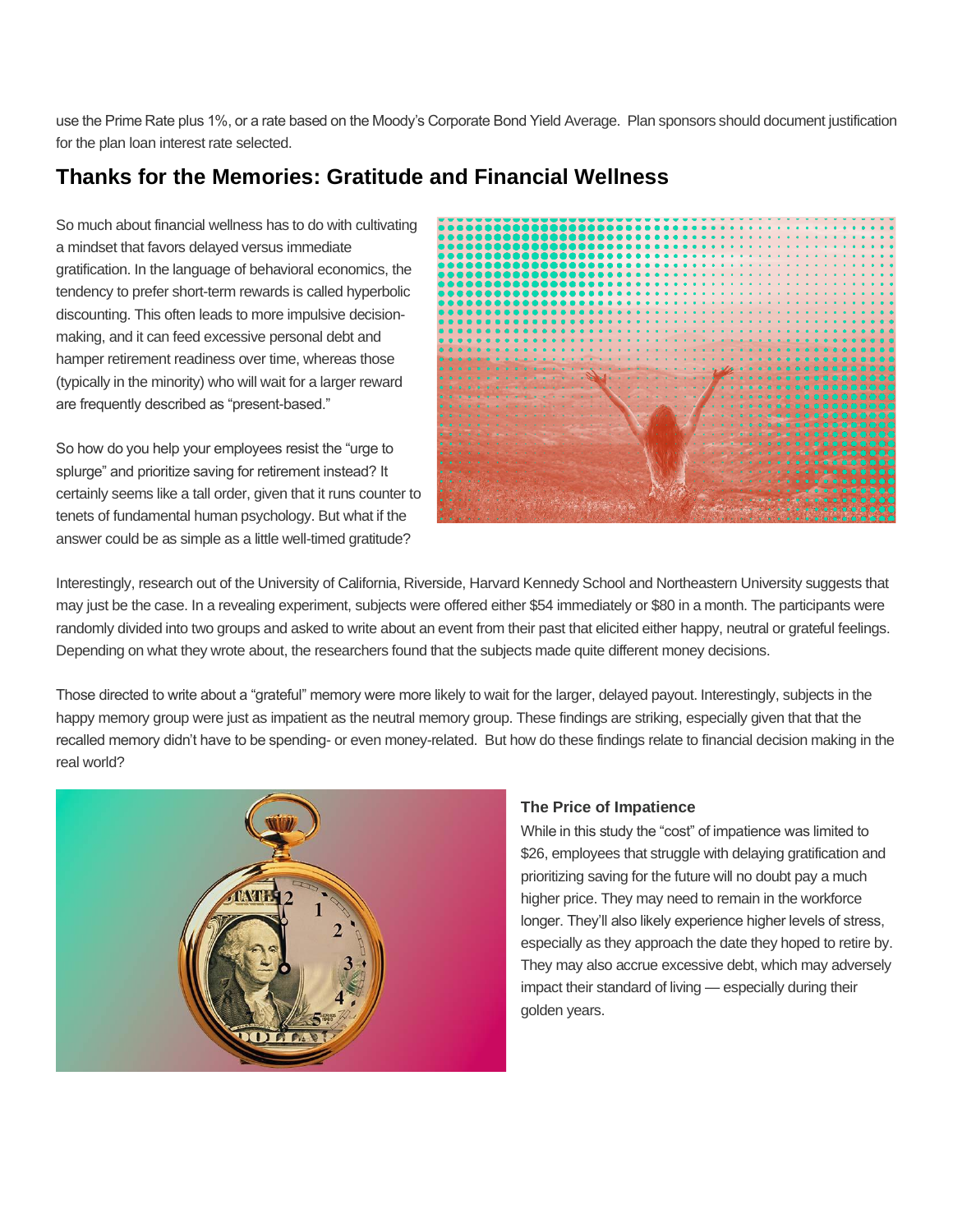use the Prime Rate plus 1%, or a rate based on the Moody's Corporate Bond Yield Average. Plan sponsors should document justification for the plan loan interest rate selected.

## Thanks for the Memories: Gratitude and Financial Wellness

So much about financial wellness has to do with cultivating a mindset that favors delayed versus immediate gratification. In the language of behavioral economics, the tendency to prefer short-term rewards is called hyperbolic discounting. This often leads to more impulsive decision-making, and it can feed excessive personal debt and hamper retirement readiness over time, whereas those (typically in the minority) who will wait for a larger reward are frequently described as "present-based."

So how do you help your employees resist the "urge to splurge" and prioritize saving for retirement instead? It certainly seems like a tall order, given that it runs counter to tenets of fundamental human psychology. But what if the answer could be as simple as a little well-timed gratitude?

Interestingly, research out of the University of California, Riverside, Harvard Kennedy School and Northeastern University suggests that may just be the case. In a revealing experiment, subjects were offered either $54 immediately or $80 in a month. The participants were randomly divided into two groups and asked to write about an event from their past that elicited either happy, neutral or grateful feelings. Depending on what they wrote about, the researchers found that the subjects made quite different money decisions.

Those directed to write about a "grateful" memory were more likely to wait for the larger, delayed payout. Interestingly, subjects in the happy memory group were just as impatient as the neutral memory group. These findings are striking, especially given that that the recalled memory didn't have to be spending- or even money-related. But how do these findings relate to financial decision making in the real world?

### The Price of Impatience

While in this study the "cost" of impatience was limited to $26, employees that struggle with delaying gratification and prioritizing saving for the future will no doubt pay a much higher price. They may need to remain in the workforce longer. They'll also likely experience higher levels of stress, especially as they approach the date they hoped to retire by. They may also accrue excessive debt, which may adversely impact their standard of living — especially during their golden years.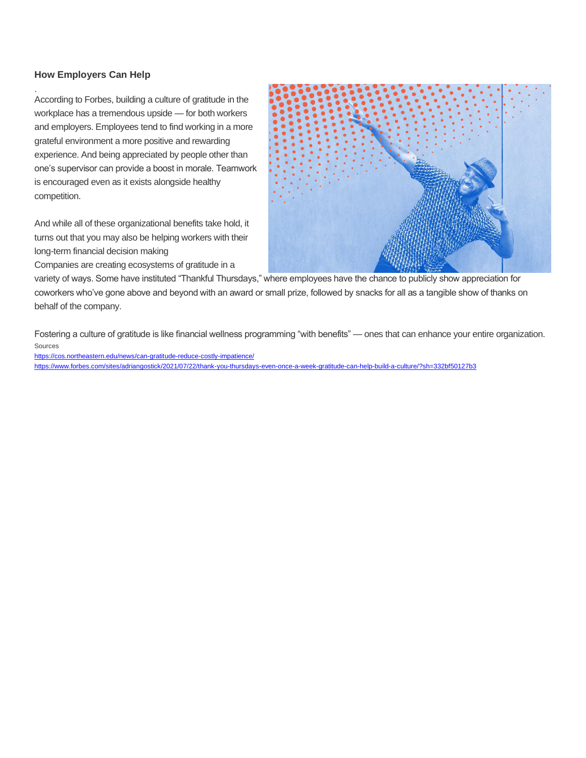### How Employers Can Help

.

According to Forbes, building a culture of gratitude in the workplace has a tremendous upside — for both workers and employers. Employees tend to find working in a more grateful environment a more positive and rewarding experience. And being appreciated by people other than one's supervisor can provide a boost in morale. Teamwork is encouraged even as it exists alongside healthy competition.

And while all of these organizational benefits take hold, it turns out that you may also be helping workers with their long-term financial decision making
Companies are creating ecosystems of gratitude in a variety of ways. Some have instituted "Thankful Thursdays," where employees have the chance to publicly show appreciation for coworkers who've gone above and beyond with an award or small prize, followed by snacks for all as a tangible show of thanks on behalf of the company.

Fostering a culture of gratitude is like financial wellness programming "with benefits" — ones that can enhance your entire organization.

Sources

https://cos.northeastern.edu/news/can-gratitude-reduce-costly-impatience/

https://www.forbes.com/sites/adriangostick/2021/07/22/thank-you-thursdays-even-once-a-week-gratitude-can-help-build-a-culture/?sh=332bf50127b3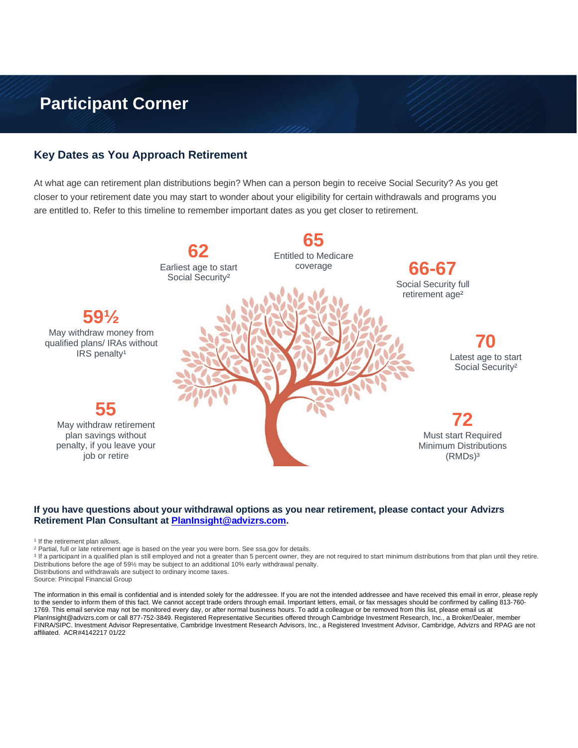# Participant Corner

## Key Dates as You Approach Retirement

At what age can retirement plan distributions begin? When can a person begin to receive Social Security? As you get closer to your retirement date you may start to wonder about your eligibility for certain withdrawals and programs you are entitled to. Refer to this timeline to remember important dates as you get closer to retirement.

**55**
May withdraw retirement plan savings without penalty, if you leave your job or retire

**59½**
May withdraw money from qualified plans/ IRAs without IRS penalty[1]

**62**
Earliest age to start Social Security[2]

**65**
Entitled to Medicare coverage

**66-67**
Social Security full retirement age[2]

**70**
Latest age to start Social Security[2]

**72**
Must start Required Minimum Distributions (RMDs)[3]

**If you have questions about your withdrawal options as you near retirement, please contact your Advizrs Retirement Plan Consultant at [PlanInsight@advizrs.com](mailto:PlanInsight@advizrs.com).**

[1] If the retirement plan allows.
[2] Partial, full or late retirement age is based on the year you were born. See ssa.gov for details.
[3] If a participant in a qualified plan is still employed and not a greater than 5 percent owner, they are not required to start minimum distributions from that plan until they retire.
Distributions before the age of 59½ may be subject to an additional 10% early withdrawal penalty.
Distributions and withdrawals are subject to ordinary income taxes.
Source: Principal Financial Group

The information in this email is confidential and is intended solely for the addressee. If you are not the intended addressee and have received this email in error, please reply to the sender to inform them of this fact. We cannot accept trade orders through email. Important letters, email, or fax messages should be confirmed by calling 813-760-1769. This email service may not be monitored every day, or after normal business hours. To add a colleague or be removed from this list, please email us at PlanInsight@advizrs.com or call 877-752-3849. Registered Representative Securities offered through Cambridge Investment Research, Inc., a Broker/Dealer, member FINRA/SIPC. Investment Advisor Representative, Cambridge Investment Research Advisors, Inc., a Registered Investment Advisor, Cambridge, Advizrs and RPAG are not affiliated. ACR#4142217 01/22